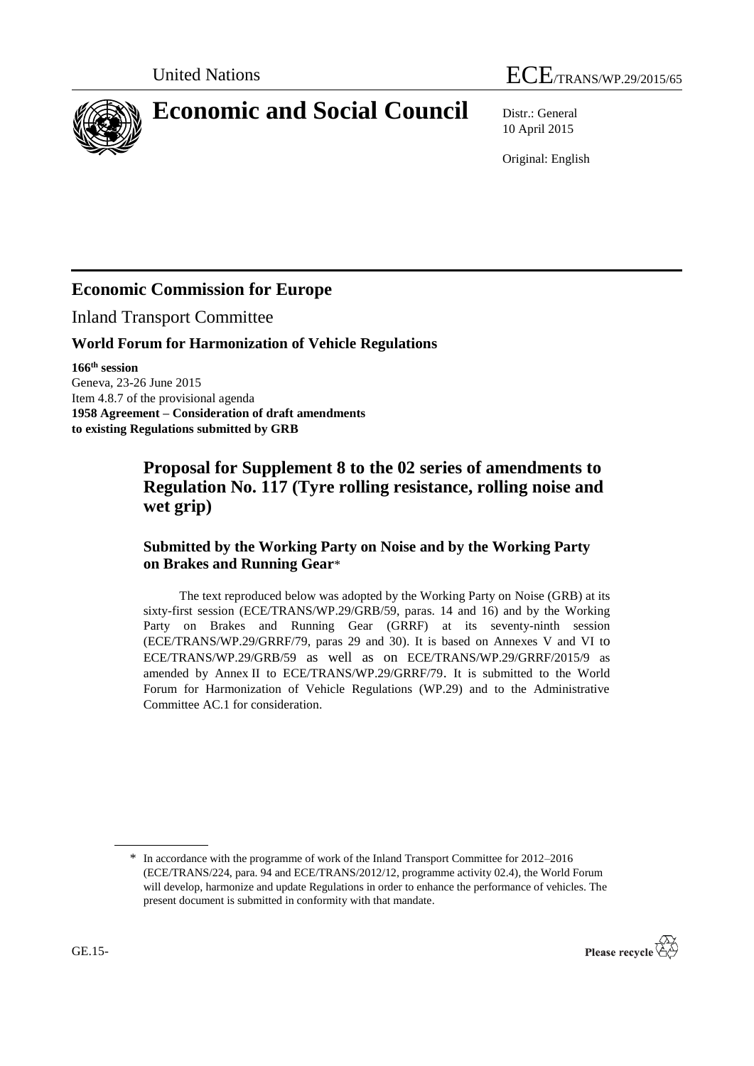United Nations

ECE/TRANS/WP.29/2015/65

# Economic and Social Council

Distr.: General
10 April 2015

Original: English

## Economic Commission for Europe

Inland Transport Committee

### World Forum for Harmonization of Vehicle Regulations

**166th session**
Geneva, 23-26 June 2015
Item 4.8.7 of the provisional agenda
**1958 Agreement – Consideration of draft amendments to existing Regulations submitted by GRB**

## Proposal for Supplement 8 to the 02 series of amendments to Regulation No. 117 (Tyre rolling resistance, rolling noise and wet grip)

### Submitted by the Working Party on Noise and by the Working Party on Brakes and Running Gear*

The text reproduced below was adopted by the Working Party on Noise (GRB) at its sixty-first session (ECE/TRANS/WP.29/GRB/59, paras. 14 and 16) and by the Working Party on Brakes and Running Gear (GRRF) at its seventy-ninth session (ECE/TRANS/WP.29/GRRF/79, paras 29 and 30). It is based on Annexes V and VI to ECE/TRANS/WP.29/GRB/59 as well as on ECE/TRANS/WP.29/GRRF/2015/9 as amended by Annex II to ECE/TRANS/WP.29/GRRF/79. It is submitted to the World Forum for Harmonization of Vehicle Regulations (WP.29) and to the Administrative Committee AC.1 for consideration.

---

\* In accordance with the programme of work of the Inland Transport Committee for 2012–2016 (ECE/TRANS/224, para. 94 and ECE/TRANS/2012/12, programme activity 02.4), the World Forum will develop, harmonize and update Regulations in order to enhance the performance of vehicles. The present document is submitted in conformity with that mandate.

GE.15-

Please recycle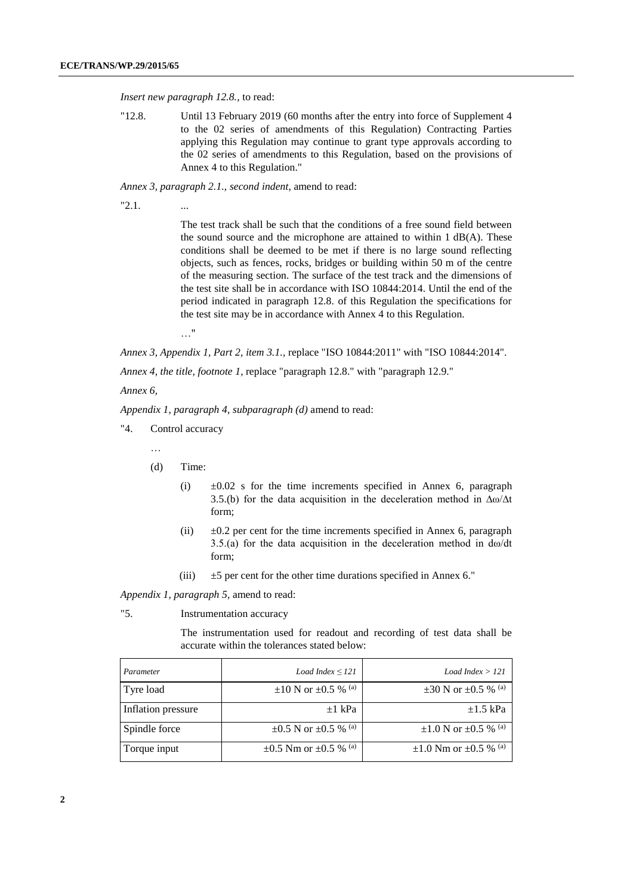*Insert new paragraph 12.8.*, to read:

"12.8. Until 13 February 2019 (60 months after the entry into force of Supplement 4 to the 02 series of amendments of this Regulation) Contracting Parties applying this Regulation may continue to grant type approvals according to the 02 series of amendments to this Regulation, based on the provisions of Annex 4 to this Regulation."

*Annex 3, paragraph 2.1., second indent,* amend to read:

"2.1. ...

The test track shall be such that the conditions of a free sound field between the sound source and the microphone are attained to within 1 dB(A). These conditions shall be deemed to be met if there is no large sound reflecting objects, such as fences, rocks, bridges or building within 50 m of the centre of the measuring section. The surface of the test track and the dimensions of the test site shall be in accordance with ISO 10844:2014. Until the end of the period indicated in paragraph 12.8. of this Regulation the specifications for the test site may be in accordance with Annex 4 to this Regulation.

…"

*Annex 3, Appendix 1, Part 2, item 3.1.,* replace "ISO 10844:2011" with "ISO 10844:2014".

*Annex 4, the title, footnote 1,* replace "paragraph 12.8." with "paragraph 12.9."

*Annex 6,*

*Appendix 1, paragraph 4, subparagraph (d)* amend to read:

"4. Control accuracy

…

(d) Time:

(i) ±0.02 s for the time increments specified in Annex 6, paragraph 3.5.(b) for the data acquisition in the deceleration method in $\Delta\omega/\Delta t$ form;

(ii) ±0.2 per cent for the time increments specified in Annex 6, paragraph 3.5.(a) for the data acquisition in the deceleration method in $d\omega/dt$ form;

(iii) ±5 per cent for the other time durations specified in Annex 6."

*Appendix 1, paragraph 5,* amend to read:

"5. Instrumentation accuracy

The instrumentation used for readout and recording of test data shall be accurate within the tolerances stated below:

| *Parameter* | *Load Index ≤ 121* | *Load Index > 121* |
|---|---|---|
| Tyre load | ±10 N or ±0.5 % [(a)] | ±30 N or ±0.5 % [(a)] |
| Inflation pressure | ±1 kPa | ±1.5 kPa |
| Spindle force | ±0.5 N or ±0.5 % [(a)] | ±1.0 N or ±0.5 % [(a)] |
| Torque input | ±0.5 Nm or ±0.5 % [(a)] | ±1.0 Nm or ±0.5 % [(a)] |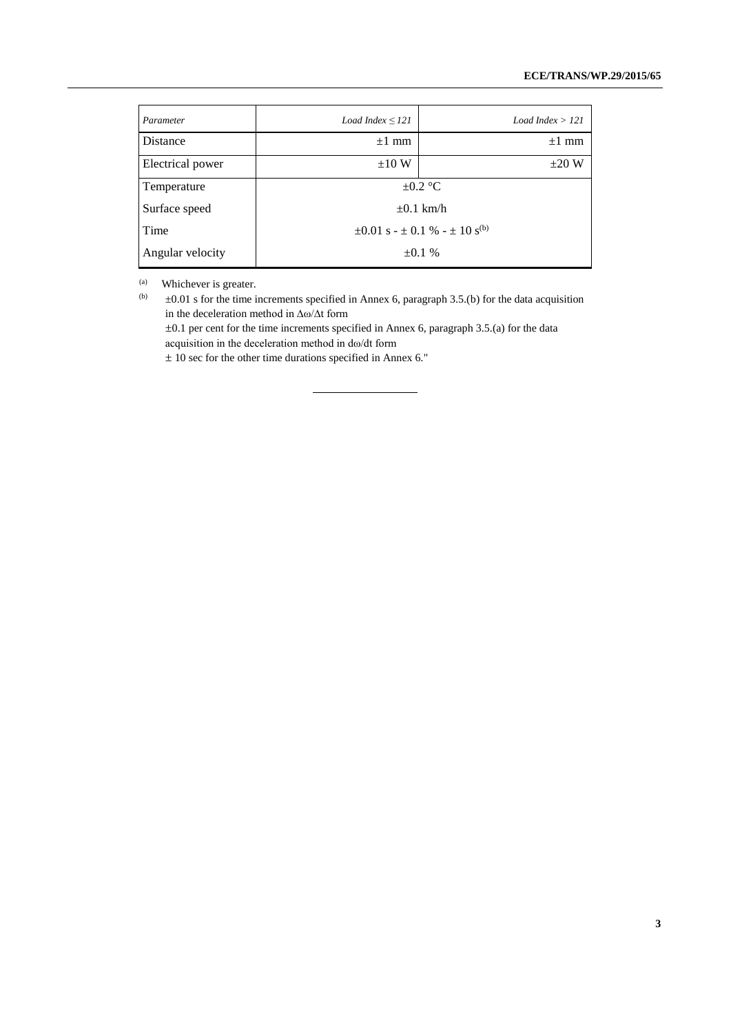| *Parameter* | *Load Index ≤ 121* | *Load Index > 121* |
|---|---|---|
| Distance | ±1 mm | ±1 mm |
| Electrical power | ±10 W | ±20 W |
| Temperature | ±0.2 °C | |
| Surface speed | ±0.1 km/h | |
| Time | ±0.01 s - ± 0.1 % - ± 10 s[(b)] | |
| Angular velocity | ±0.1 % | |

[(a)] Whichever is greater.

[(b)] ±0.01 s for the time increments specified in Annex 6, paragraph 3.5.(b) for the data acquisition in the deceleration method in Δω/Δt form

±0.1 per cent for the time increments specified in Annex 6, paragraph 3.5.(a) for the data acquisition in the deceleration method in dω/dt form

± 10 sec for the other time durations specified in Annex 6."